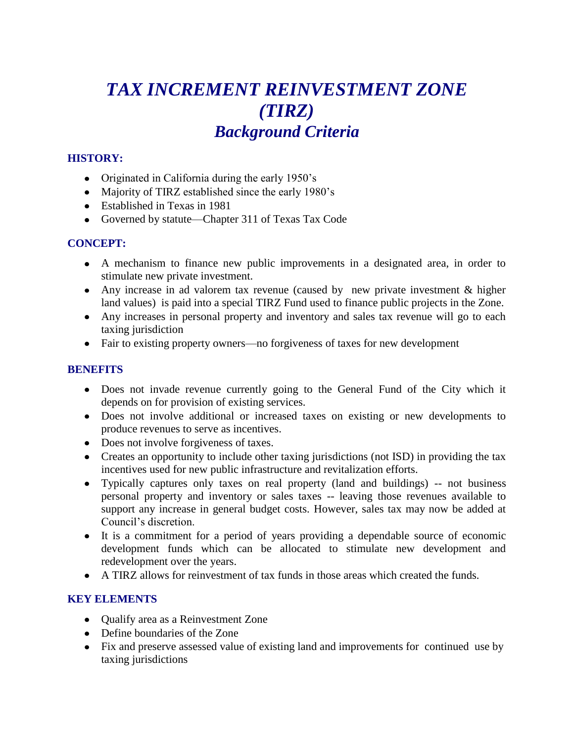# *TAX INCREMENT REINVESTMENT ZONE (TIRZ)*
## *Background Criteria*

### HISTORY:

- Originated in California during the early 1950's
- Majority of TIRZ established since the early 1980's
- Established in Texas in 1981
- Governed by statute—Chapter 311 of Texas Tax Code

### CONCEPT:

- A mechanism to finance new public improvements in a designated area, in order to stimulate new private investment.
- Any increase in ad valorem tax revenue (caused by new private investment & higher land values) is paid into a special TIRZ Fund used to finance public projects in the Zone.
- Any increases in personal property and inventory and sales tax revenue will go to each taxing jurisdiction
- Fair to existing property owners—no forgiveness of taxes for new development

### BENEFITS

- Does not invade revenue currently going to the General Fund of the City which it depends on for provision of existing services.
- Does not involve additional or increased taxes on existing or new developments to produce revenues to serve as incentives.
- Does not involve forgiveness of taxes.
- Creates an opportunity to include other taxing jurisdictions (not ISD) in providing the tax incentives used for new public infrastructure and revitalization efforts.
- Typically captures only taxes on real property (land and buildings) -- not business personal property and inventory or sales taxes -- leaving those revenues available to support any increase in general budget costs. However, sales tax may now be added at Council's discretion.
- It is a commitment for a period of years providing a dependable source of economic development funds which can be allocated to stimulate new development and redevelopment over the years.
- A TIRZ allows for reinvestment of tax funds in those areas which created the funds.

### KEY ELEMENTS

- Qualify area as a Reinvestment Zone
- Define boundaries of the Zone
- Fix and preserve assessed value of existing land and improvements for continued use by taxing jurisdictions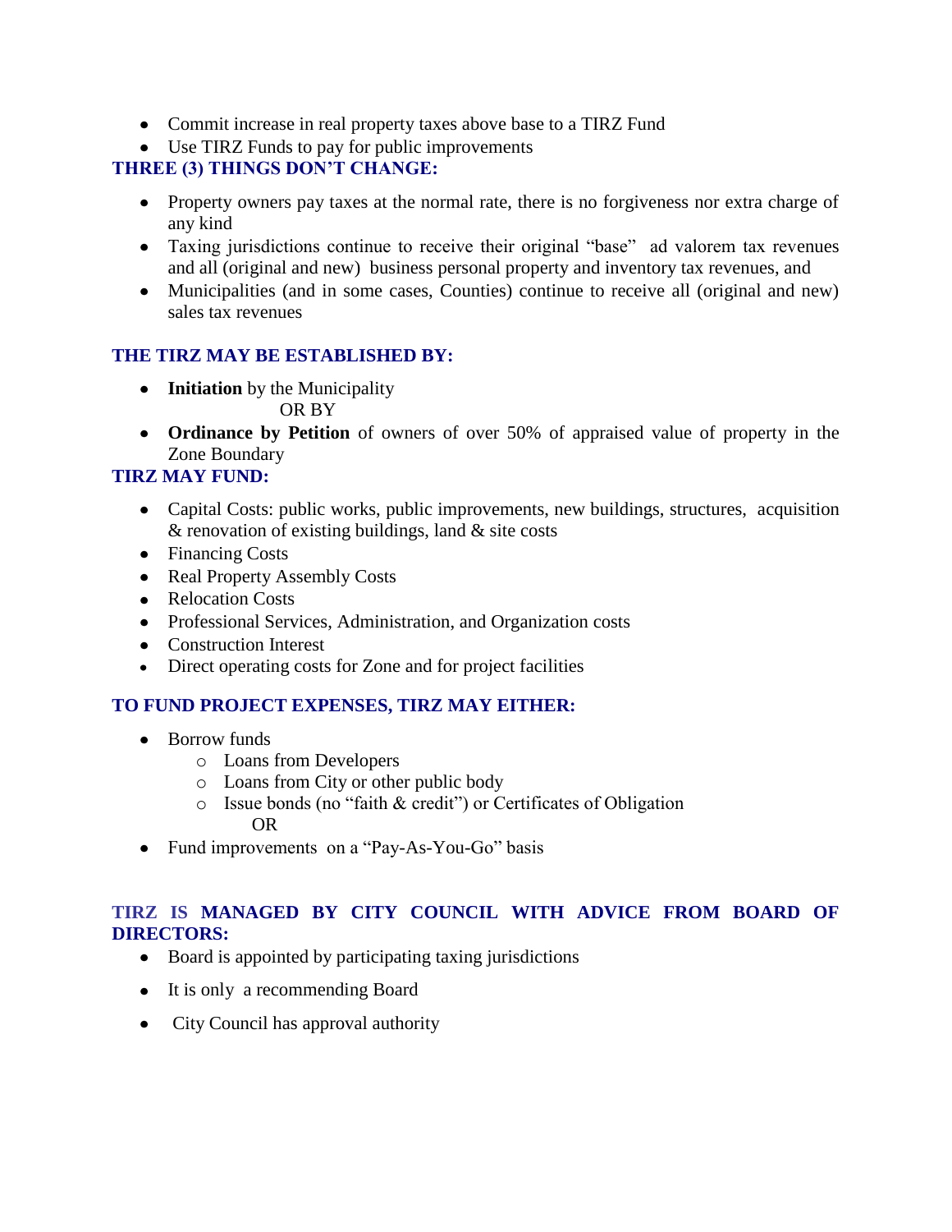- Commit increase in real property taxes above base to a TIRZ Fund
- Use TIRZ Funds to pay for public improvements

### THREE (3) THINGS DON'T CHANGE:

- Property owners pay taxes at the normal rate, there is no forgiveness nor extra charge of any kind
- Taxing jurisdictions continue to receive their original "base" ad valorem tax revenues and all (original and new) business personal property and inventory tax revenues, and
- Municipalities (and in some cases, Counties) continue to receive all (original and new) sales tax revenues

### THE TIRZ MAY BE ESTABLISHED BY:

- **Initiation** by the Municipality

  OR BY

- **Ordinance by Petition** of owners of over 50% of appraised value of property in the Zone Boundary

### TIRZ MAY FUND:

- Capital Costs: public works, public improvements, new buildings, structures, acquisition & renovation of existing buildings, land & site costs
- Financing Costs
- Real Property Assembly Costs
- Relocation Costs
- Professional Services, Administration, and Organization costs
- Construction Interest
- Direct operating costs for Zone and for project facilities

### TO FUND PROJECT EXPENSES, TIRZ MAY EITHER:

- Borrow funds
  - Loans from Developers
  - Loans from City or other public body
  - Issue bonds (no "faith & credit") or Certificates of Obligation

    OR

- Fund improvements on a "Pay-As-You-Go" basis

### TIRZ IS MANAGED BY CITY COUNCIL WITH ADVICE FROM BOARD OF DIRECTORS:

- Board is appointed by participating taxing jurisdictions
- It is only a recommending Board
- City Council has approval authority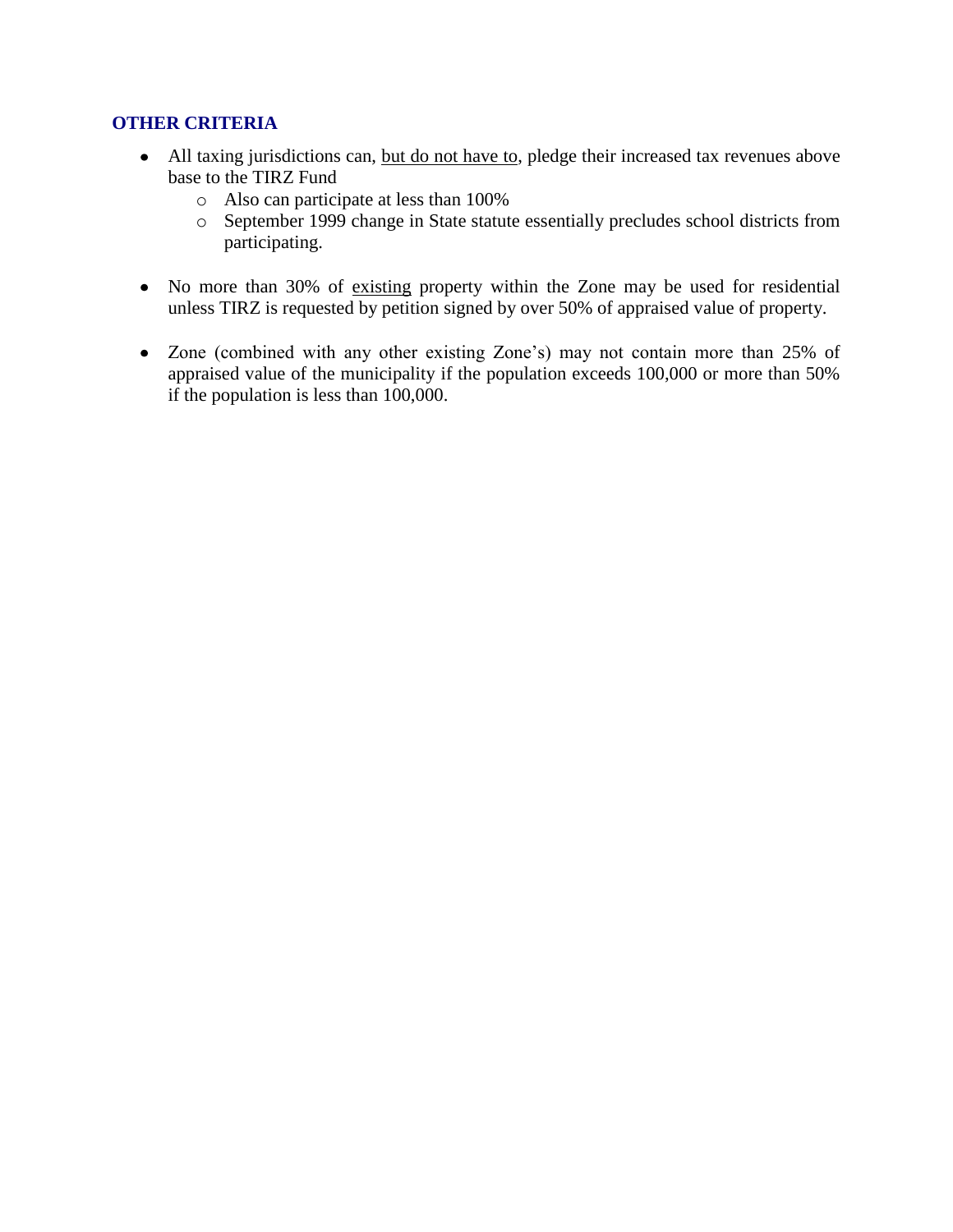## OTHER CRITERIA

- All taxing jurisdictions can, <u>but do not have to</u>, pledge their increased tax revenues above base to the TIRZ Fund
  - Also can participate at less than 100%
  - September 1999 change in State statute essentially precludes school districts from participating.

- No more than 30% of <u>existing</u> property within the Zone may be used for residential unless TIRZ is requested by petition signed by over 50% of appraised value of property.

- Zone (combined with any other existing Zone's) may not contain more than 25% of appraised value of the municipality if the population exceeds 100,000 or more than 50% if the population is less than 100,000.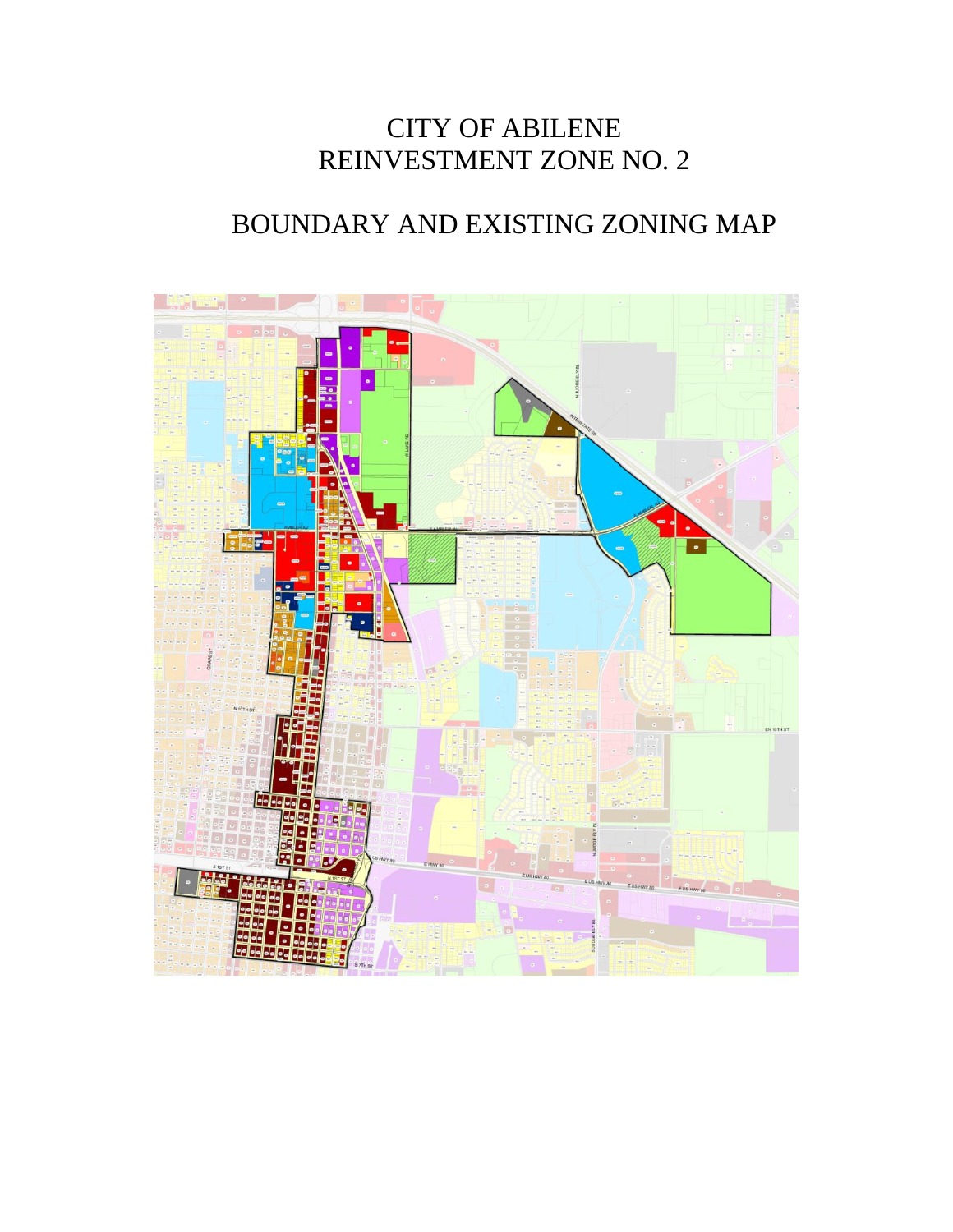# CITY OF ABILENE
# REINVESTMENT ZONE NO. 2

## BOUNDARY AND EXISTING ZONING MAP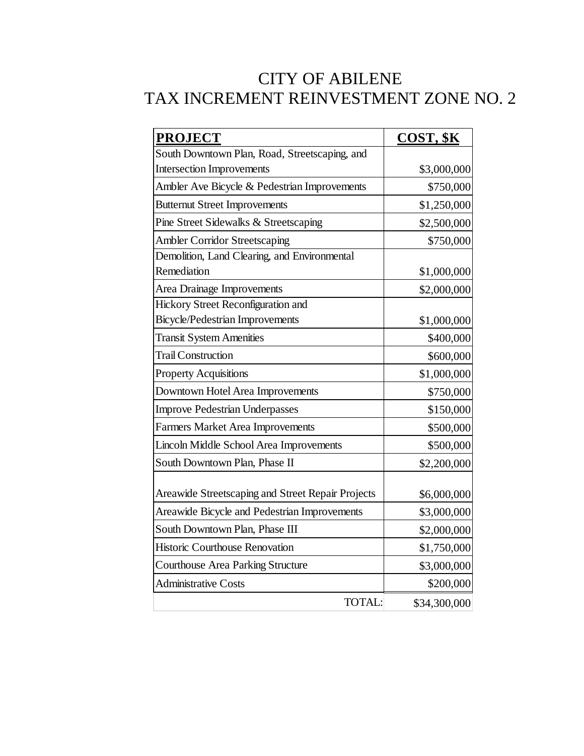# CITY OF ABILENE
# TAX INCREMENT REINVESTMENT ZONE NO. 2

| **PROJECT** | **COST, $K** |
|---|---|
| South Downtown Plan, Road, Streetscaping, and Intersection Improvements | $3,000,000 |
| Ambler Ave Bicycle & Pedestrian Improvements | $750,000 |
| Butternut Street Improvements | $1,250,000 |
| Pine Street Sidewalks & Streetscaping | $2,500,000 |
| Ambler Corridor Streetscaping | $750,000 |
| Demolition, Land Clearing, and Environmental Remediation | $1,000,000 |
| Area Drainage Improvements | $2,000,000 |
| Hickory Street Reconfiguration and Bicycle/Pedestrian Improvements | $1,000,000 |
| Transit System Amenities | $400,000 |
| Trail Construction | $600,000 |
| Property Acquisitions | $1,000,000 |
| Downtown Hotel Area Improvements | $750,000 |
| Improve Pedestrian Underpasses | $150,000 |
| Farmers Market Area Improvements | $500,000 |
| Lincoln Middle School Area Improvements | $500,000 |
| South Downtown Plan, Phase II | $2,200,000 |
| Areawide Streetscaping and Street Repair Projects | $6,000,000 |
| Areawide Bicycle and Pedestrian Improvements | $3,000,000 |
| South Downtown Plan, Phase III | $2,000,000 |
| Historic Courthouse Renovation | $1,750,000 |
| Courthouse Area Parking Structure | $3,000,000 |
| Administrative Costs | $200,000 |
| TOTAL: | $34,300,000 |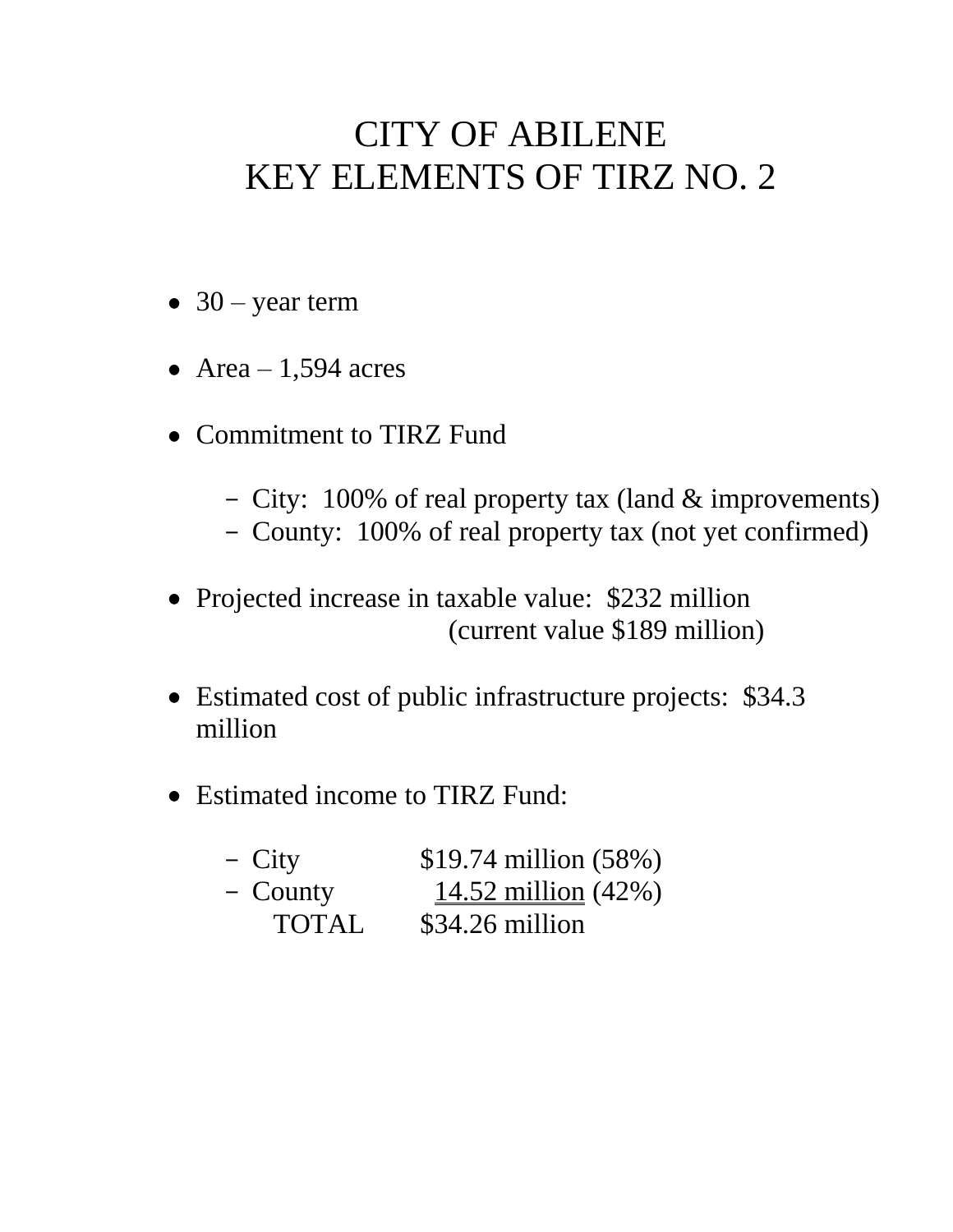# CITY OF ABILENE
# KEY ELEMENTS OF TIRZ NO. 2

- 30 – year term
- Area – 1,594 acres
- Commitment to TIRZ Fund
  - City: 100% of real property tax (land & improvements)
  - County: 100% of real property tax (not yet confirmed)
- Projected increase in taxable value: $232 million
  (current value $189 million)
- Estimated cost of public infrastructure projects: $34.3 million
- Estimated income to TIRZ Fund:
  - City $19.74 million (58%)
  - County 14.52 million (42%)

  TOTAL $34.26 million